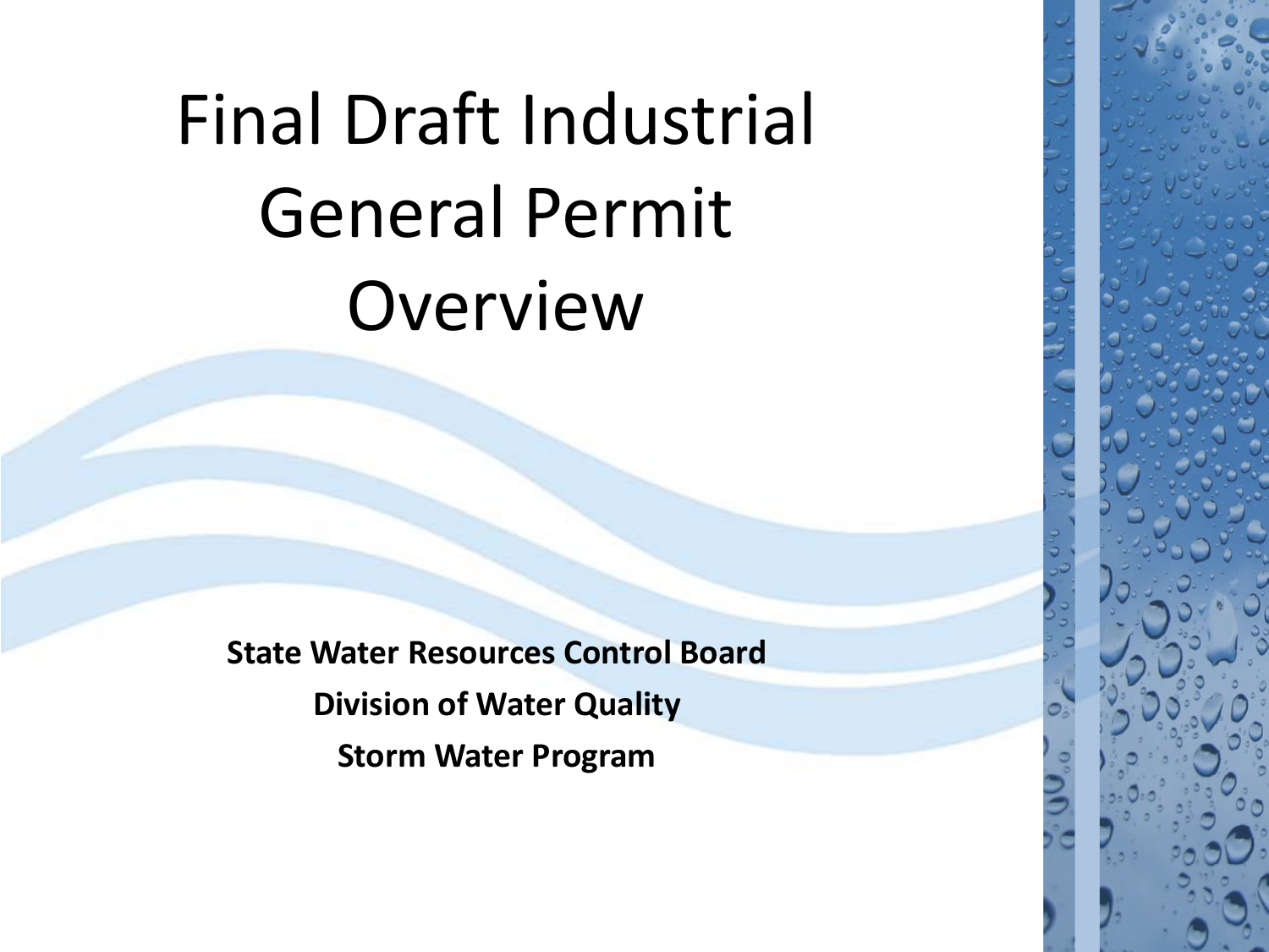# Final Draft Industrial General Permit Overview

**State Water Resources Control Board**

**Division of Water Quality**

**Storm Water Program**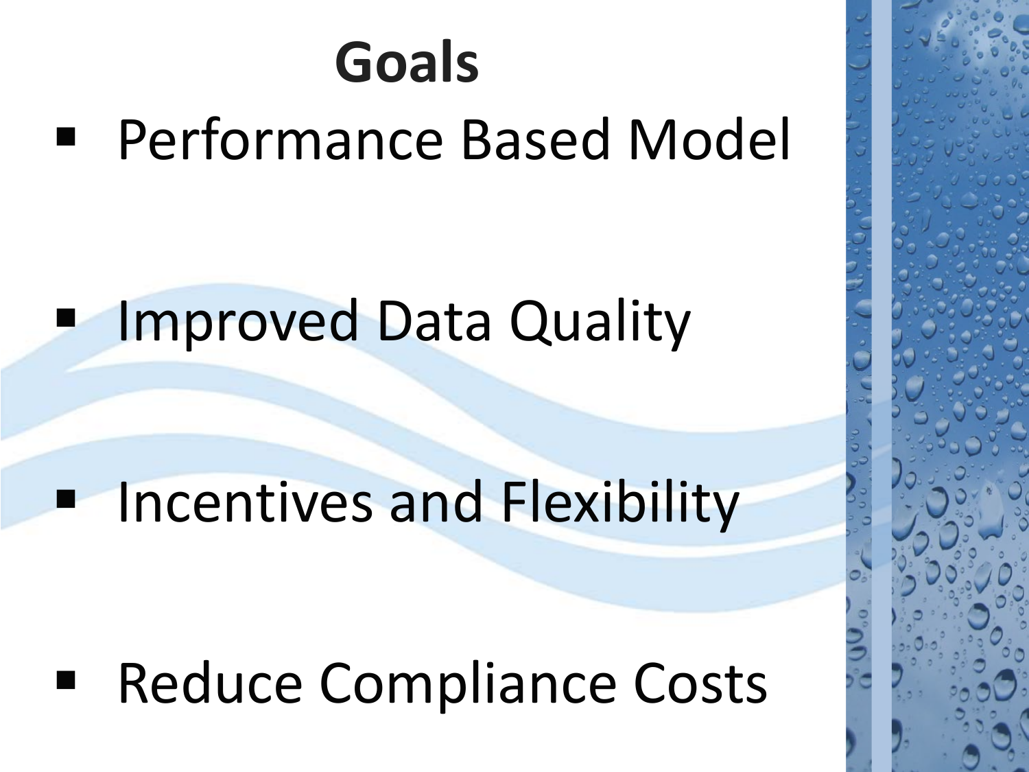# Goals

- Performance Based Model
- Improved Data Quality
- Incentives and Flexibility
- Reduce Compliance Costs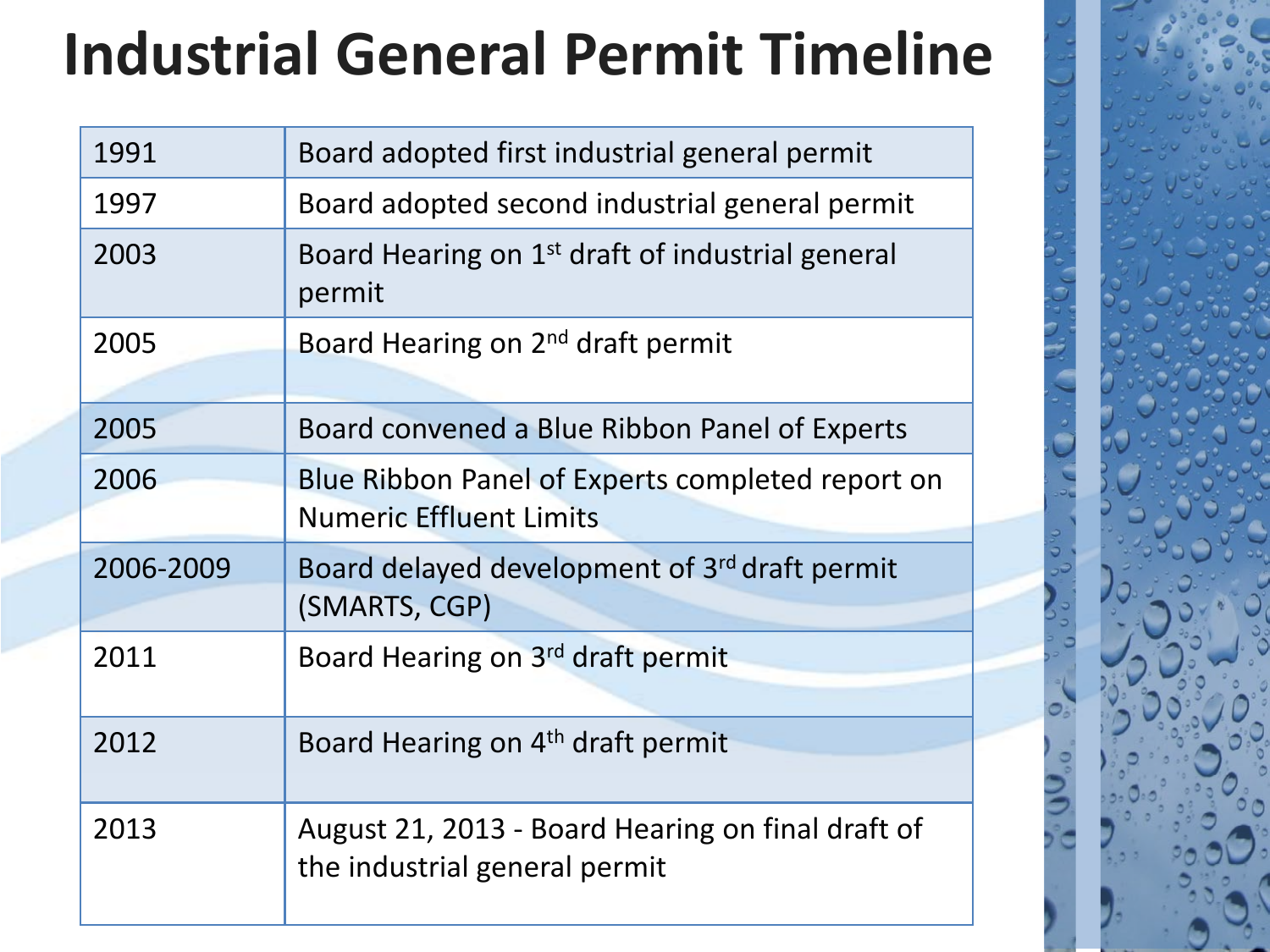# Industrial General Permit Timeline

| | |
|---|---|
| 1991 | Board adopted first industrial general permit |
| 1997 | Board adopted second industrial general permit |
| 2003 | Board Hearing on 1st draft of industrial general permit |
| 2005 | Board Hearing on 2nd draft permit |
| 2005 | Board convened a Blue Ribbon Panel of Experts |
| 2006 | Blue Ribbon Panel of Experts completed report on Numeric Effluent Limits |
| 2006-2009 | Board delayed development of 3rd draft permit (SMARTS, CGP) |
| 2011 | Board Hearing on 3rd draft permit |
| 2012 | Board Hearing on 4th draft permit |
| 2013 | August 21, 2013 - Board Hearing on final draft of the industrial general permit |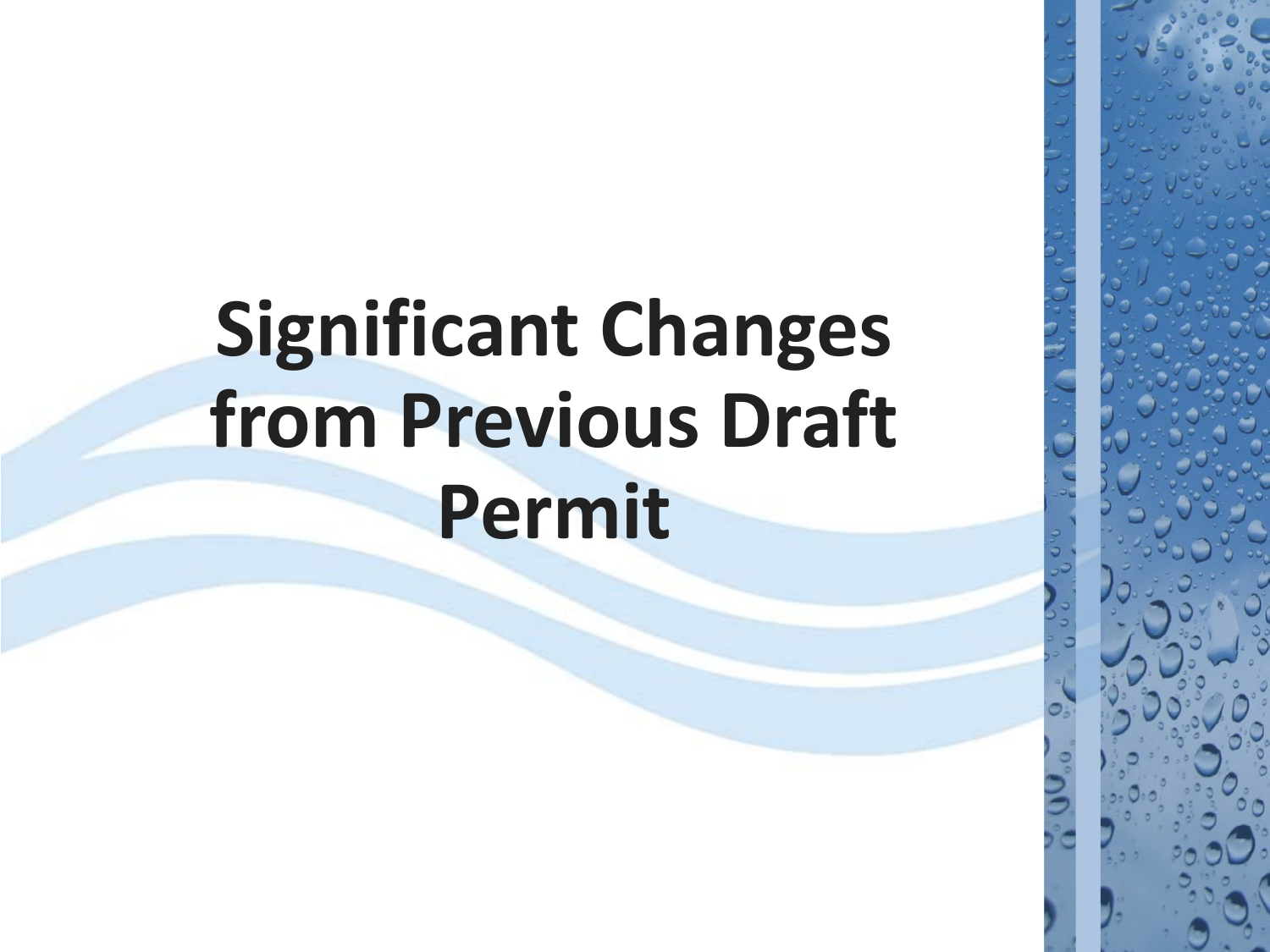# Significant Changes from Previous Draft Permit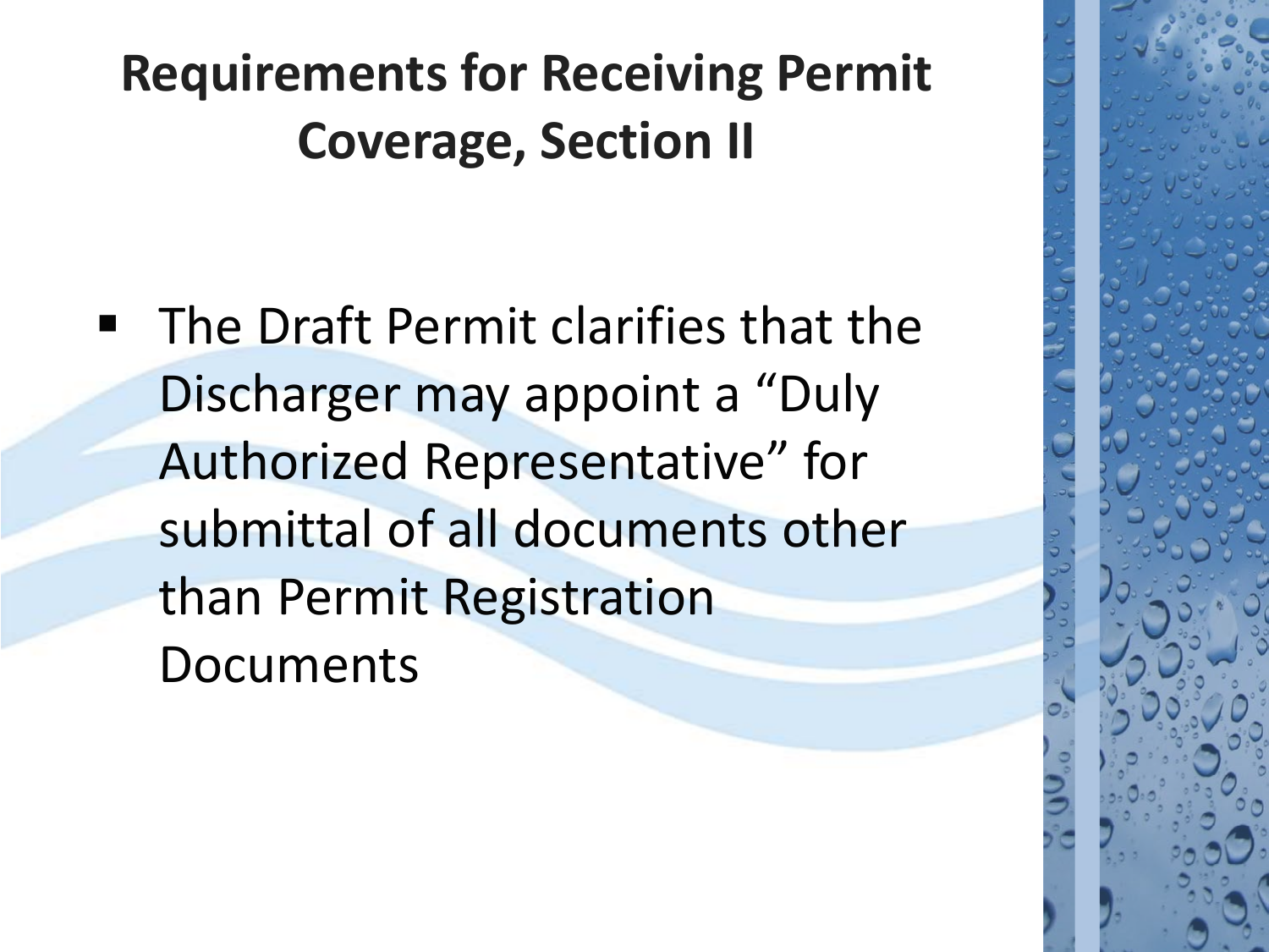# Requirements for Receiving Permit Coverage, Section II

- The Draft Permit clarifies that the Discharger may appoint a "Duly Authorized Representative" for submittal of all documents other than Permit Registration Documents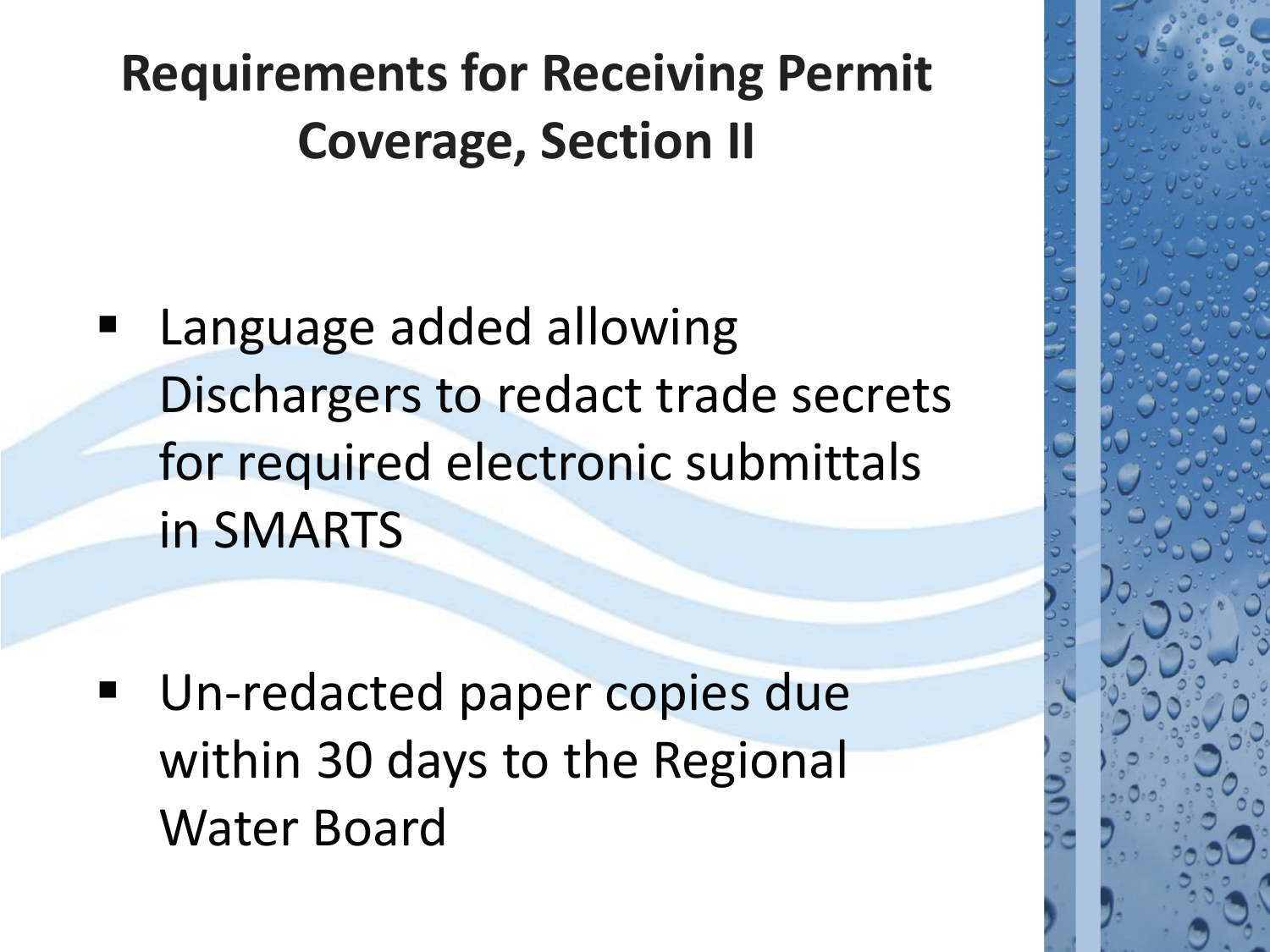# Requirements for Receiving Permit Coverage, Section II

- Language added allowing Dischargers to redact trade secrets for required electronic submittals in SMARTS

- Un-redacted paper copies due within 30 days to the Regional Water Board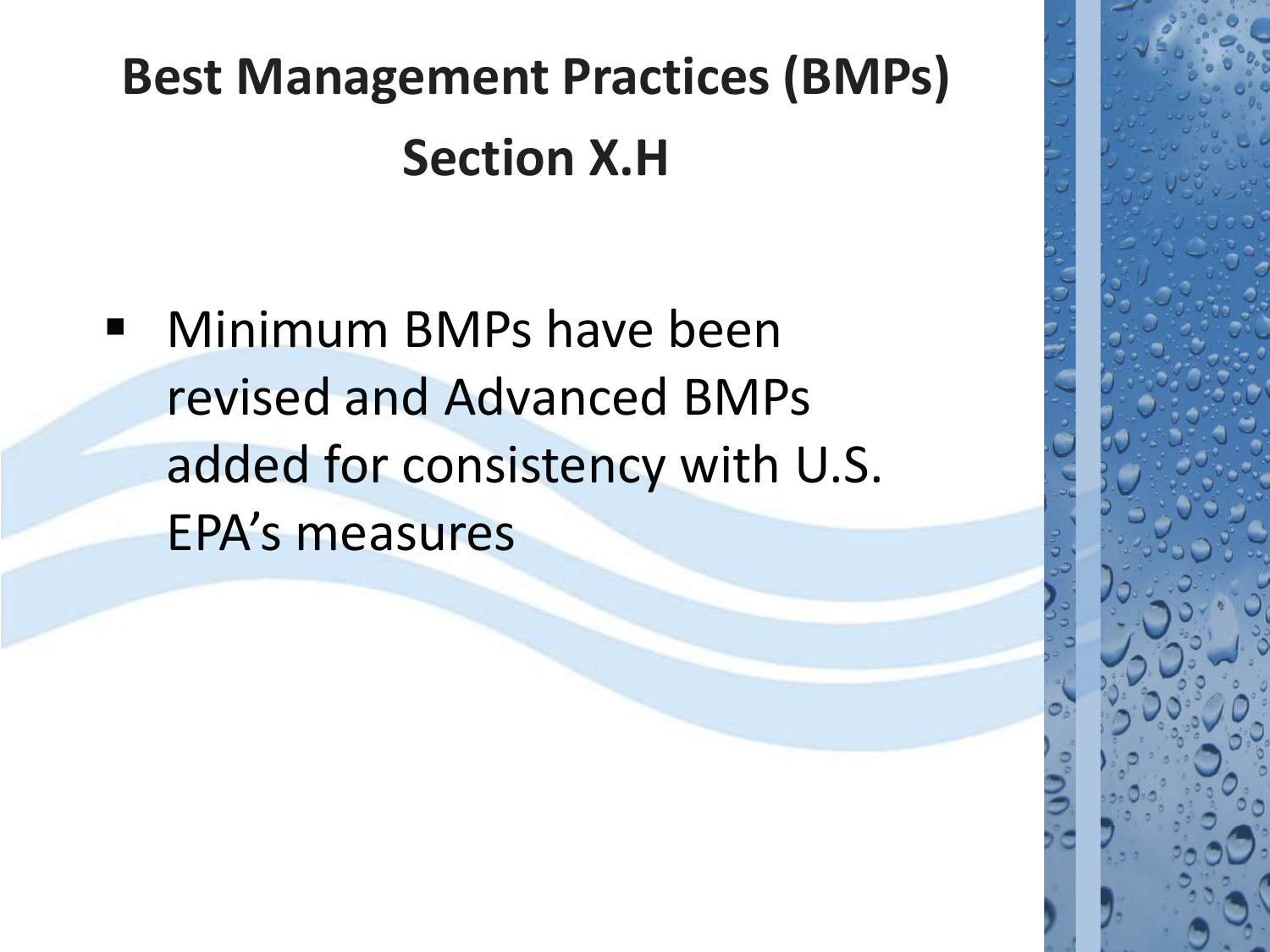# Best Management Practices (BMPs)

## Section X.H

- Minimum BMPs have been revised and Advanced BMPs added for consistency with U.S. EPA's measures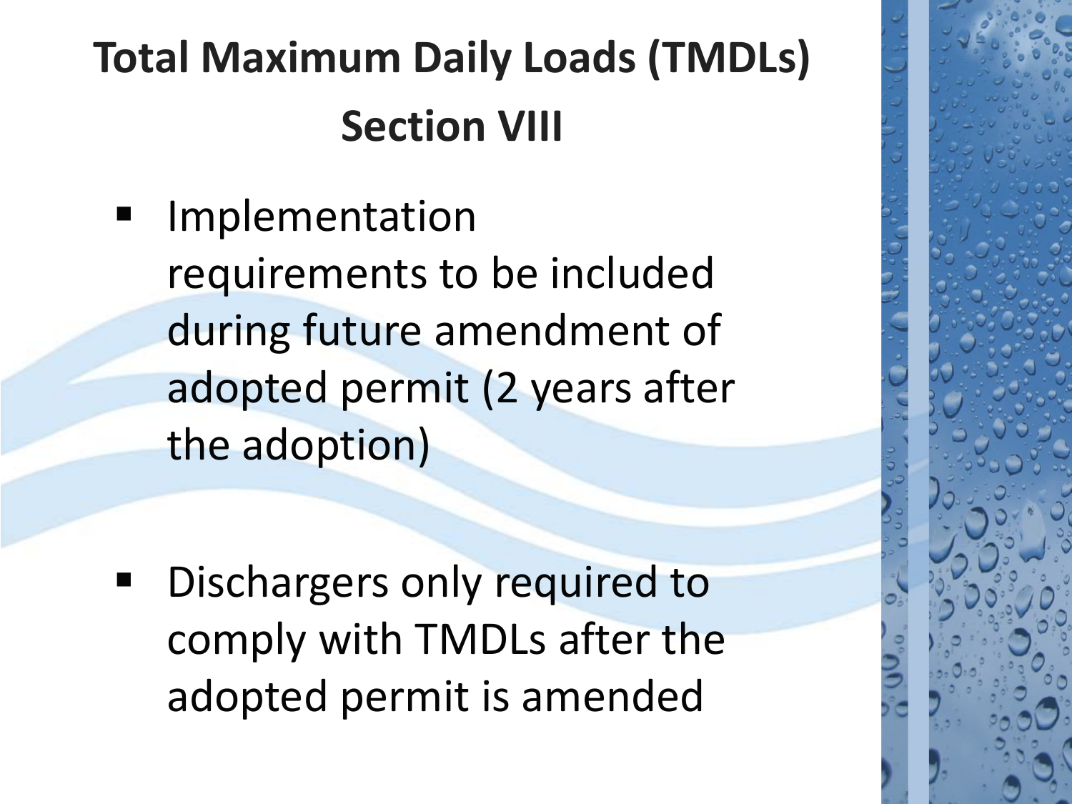# Total Maximum Daily Loads (TMDLs) Section VIII

- Implementation requirements to be included during future amendment of adopted permit (2 years after the adoption)
- Dischargers only required to comply with TMDLs after the adopted permit is amended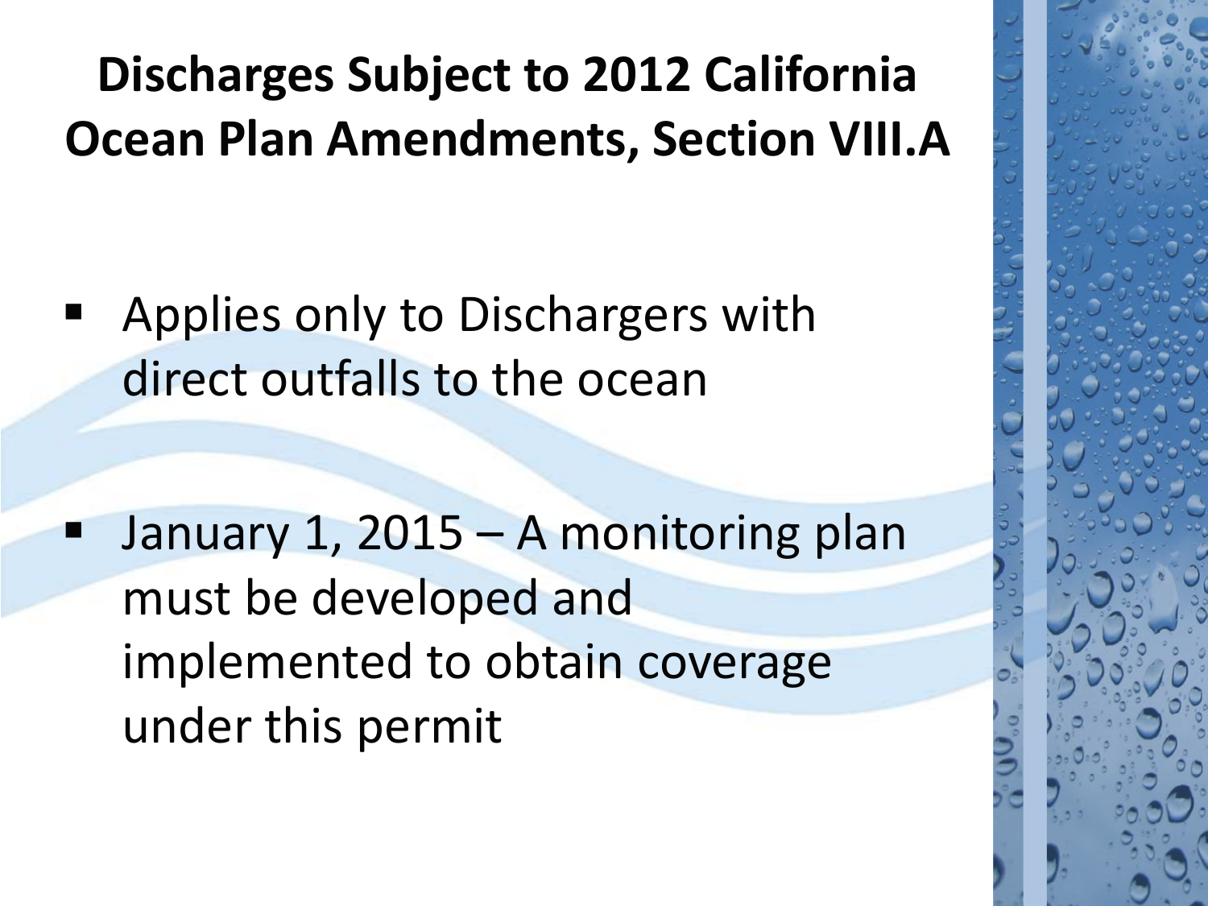# Discharges Subject to 2012 California Ocean Plan Amendments, Section VIII.A

- Applies only to Dischargers with direct outfalls to the ocean
- January 1, 2015 – A monitoring plan must be developed and implemented to obtain coverage under this permit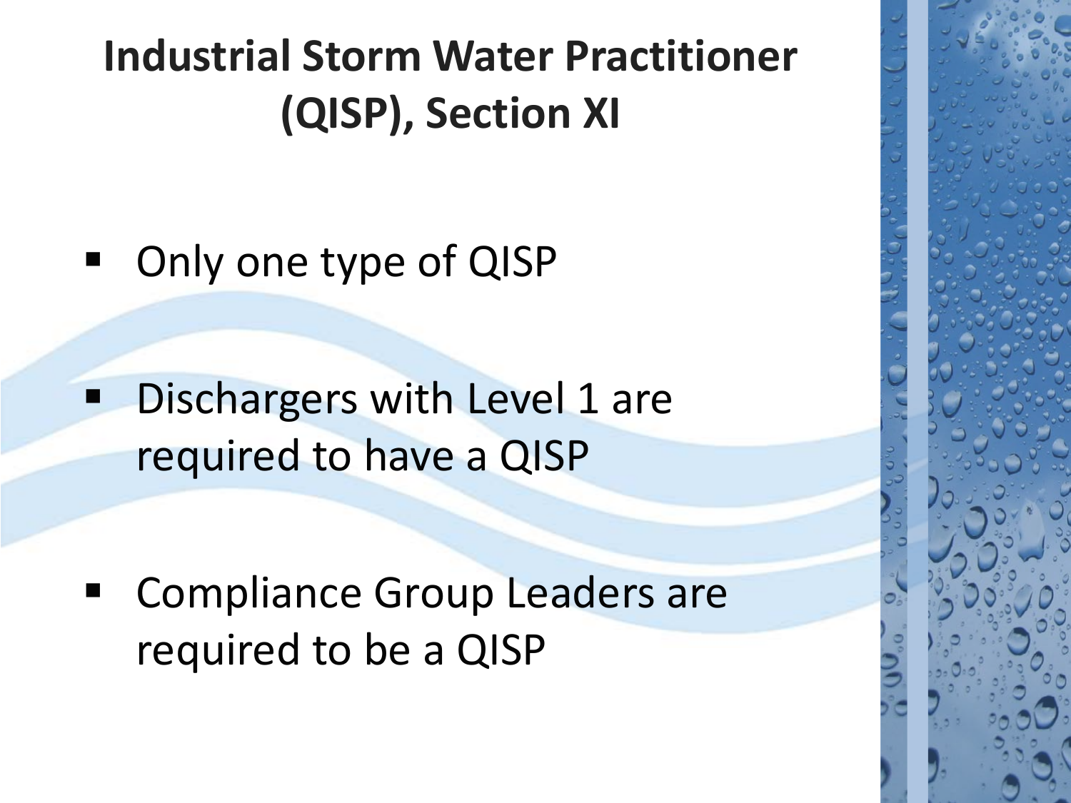# Industrial Storm Water Practitioner (QISP), Section XI

- Only one type of QISP
- Dischargers with Level 1 are required to have a QISP
- Compliance Group Leaders are required to be a QISP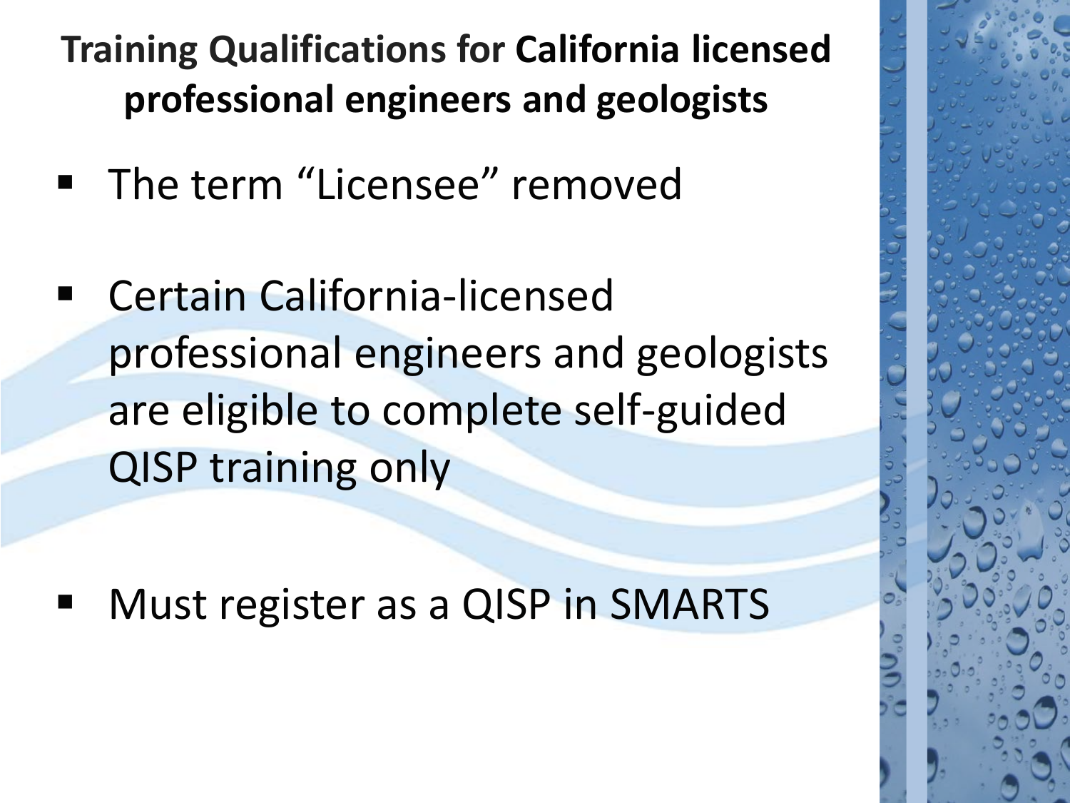## Training Qualifications for California licensed professional engineers and geologists

- The term “Licensee” removed
- Certain California-licensed professional engineers and geologists are eligible to complete self-guided QISP training only
- Must register as a QISP in SMARTS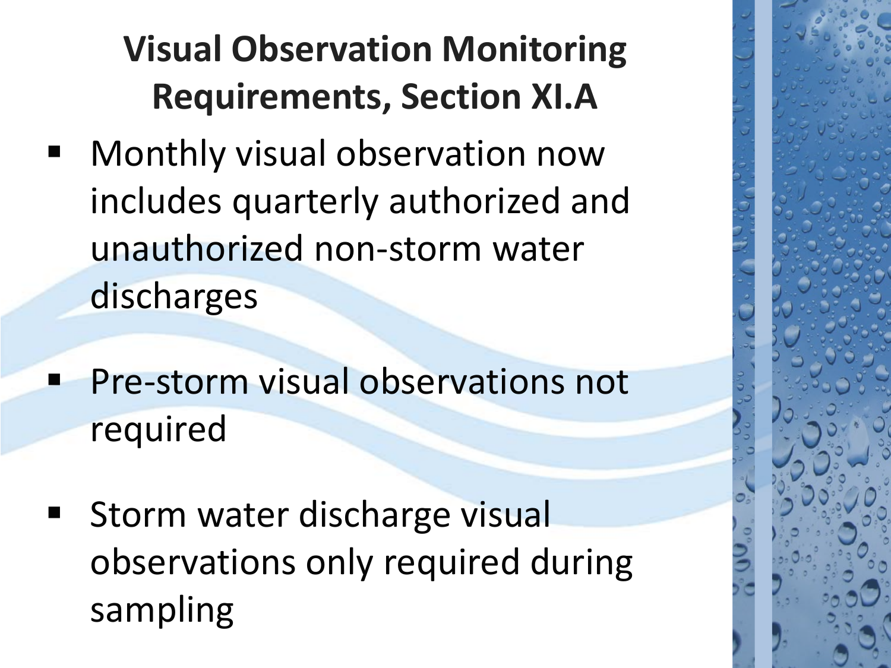# Visual Observation Monitoring Requirements, Section XI.A

- Monthly visual observation now includes quarterly authorized and unauthorized non-storm water discharges
- Pre-storm visual observations not required
- Storm water discharge visual observations only required during sampling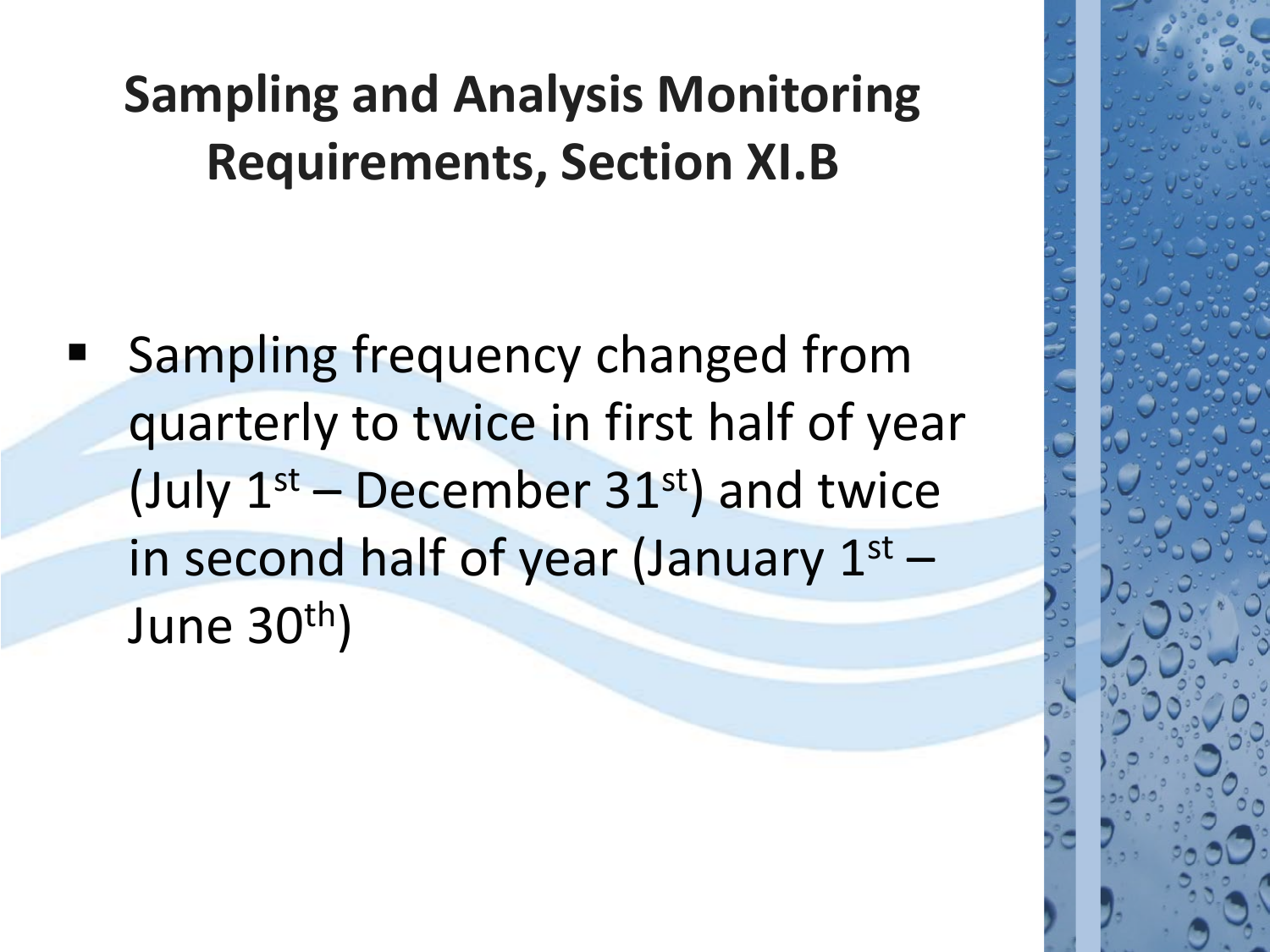# Sampling and Analysis Monitoring Requirements, Section XI.B

- Sampling frequency changed from quarterly to twice in first half of year (July 1st – December 31st) and twice in second half of year (January 1st – June 30th)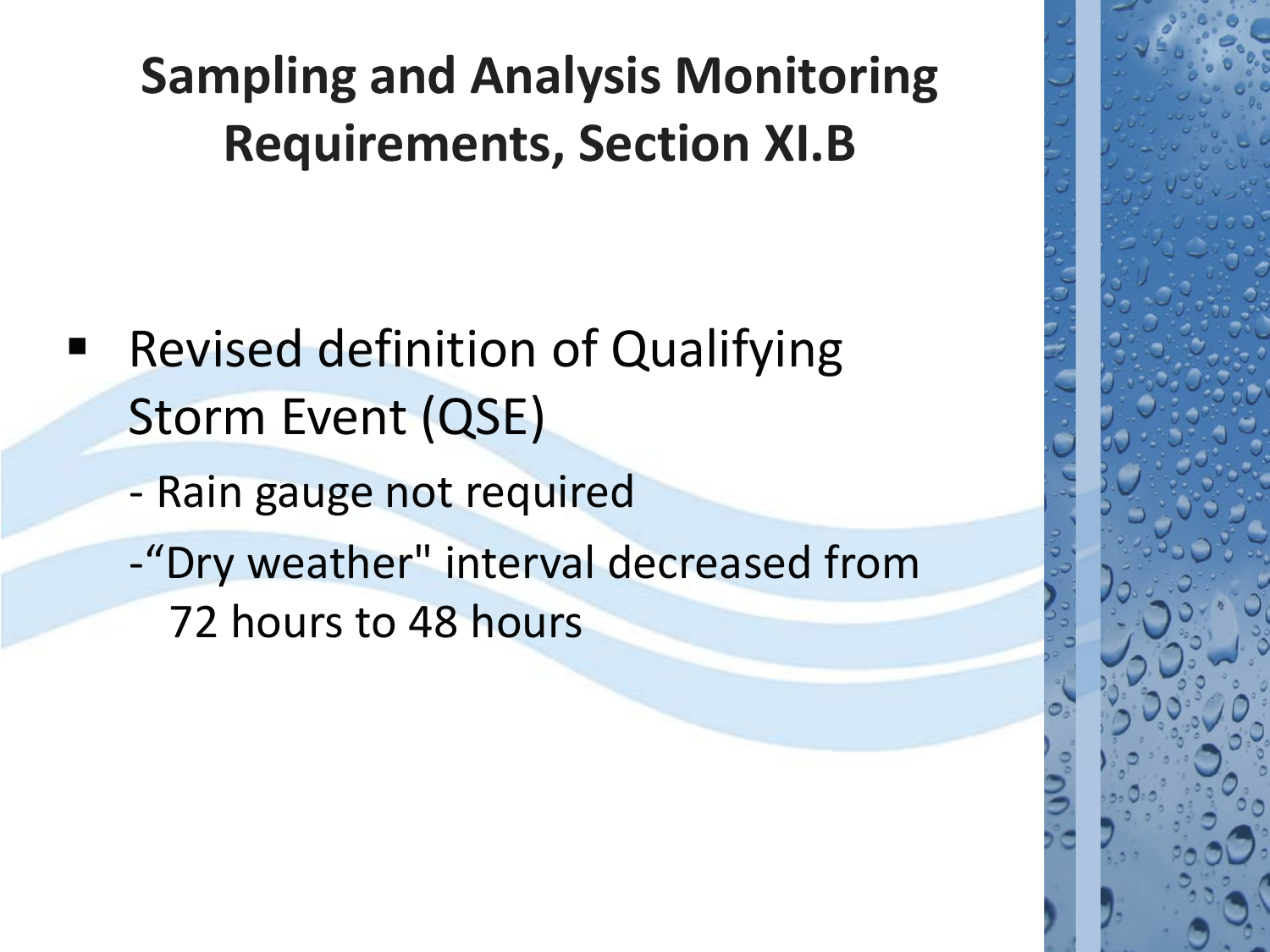# Sampling and Analysis Monitoring Requirements, Section XI.B

- Revised definition of Qualifying Storm Event (QSE)
  - Rain gauge not required
  - "Dry weather" interval decreased from 72 hours to 48 hours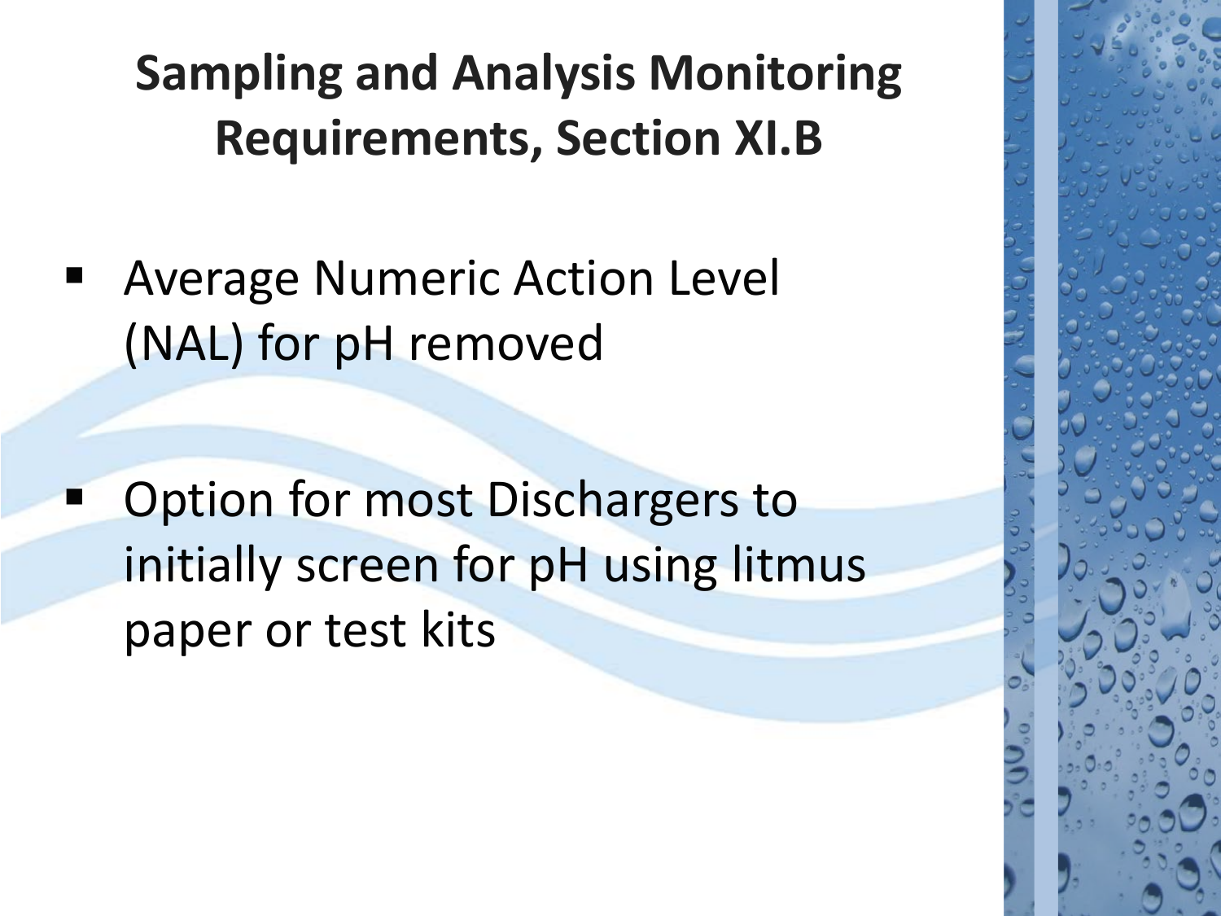# Sampling and Analysis Monitoring Requirements, Section XI.B

- Average Numeric Action Level (NAL) for pH removed
- Option for most Dischargers to initially screen for pH using litmus paper or test kits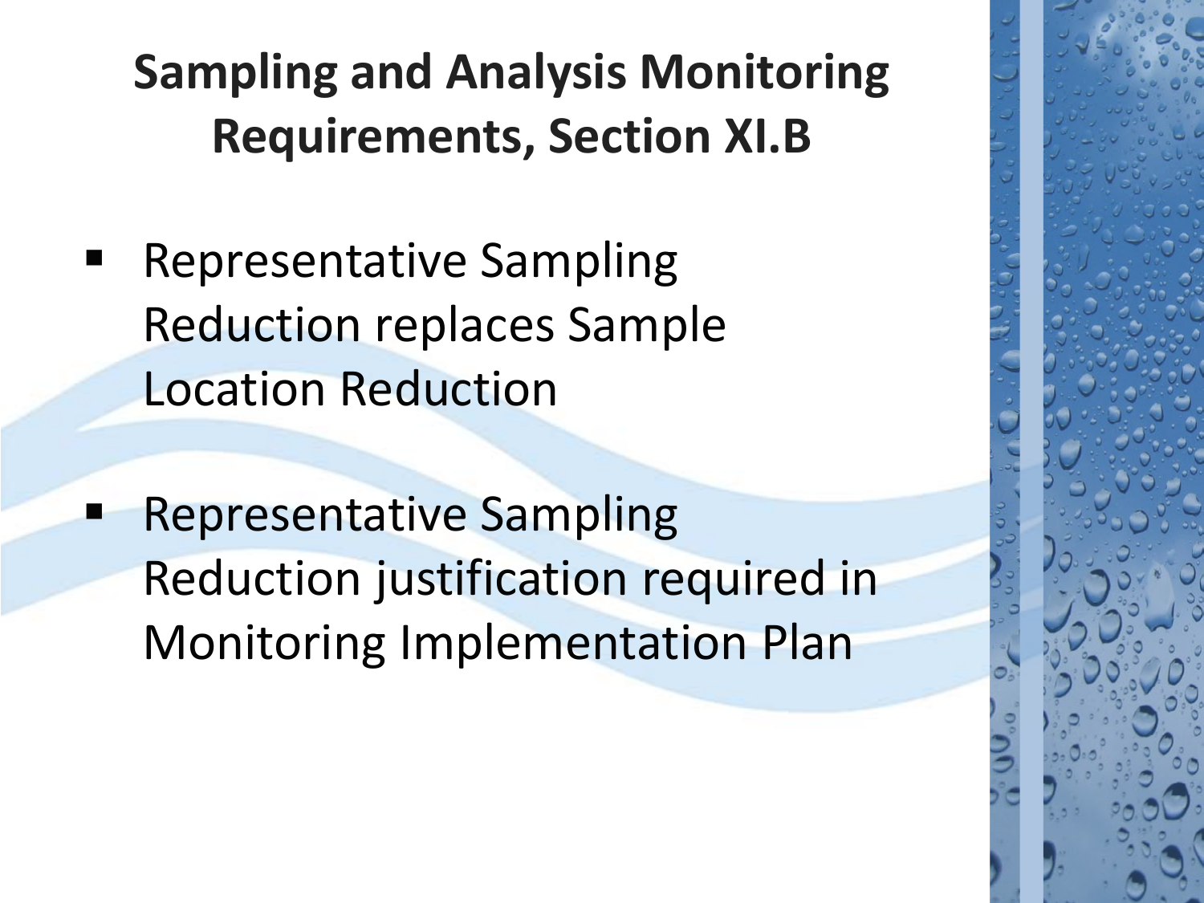# Sampling and Analysis Monitoring Requirements, Section XI.B

- Representative Sampling Reduction replaces Sample Location Reduction

- Representative Sampling Reduction justification required in Monitoring Implementation Plan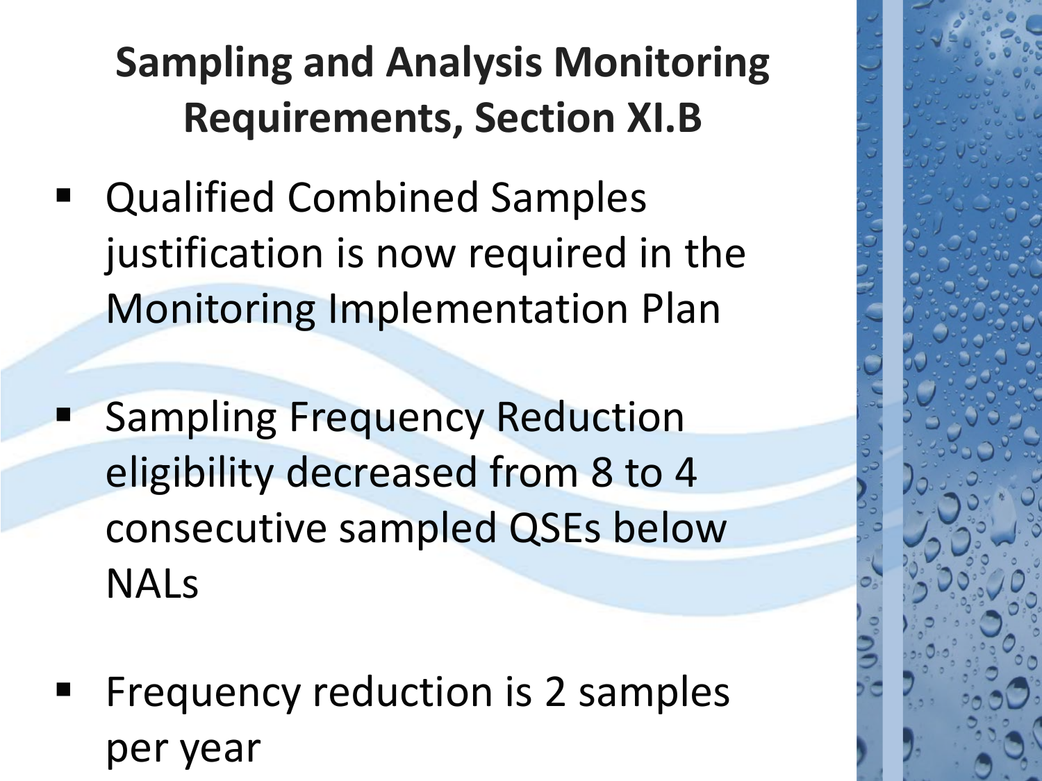# Sampling and Analysis Monitoring Requirements, Section XI.B

- Qualified Combined Samples justification is now required in the Monitoring Implementation Plan
- Sampling Frequency Reduction eligibility decreased from 8 to 4 consecutive sampled QSEs below NALs
- Frequency reduction is 2 samples per year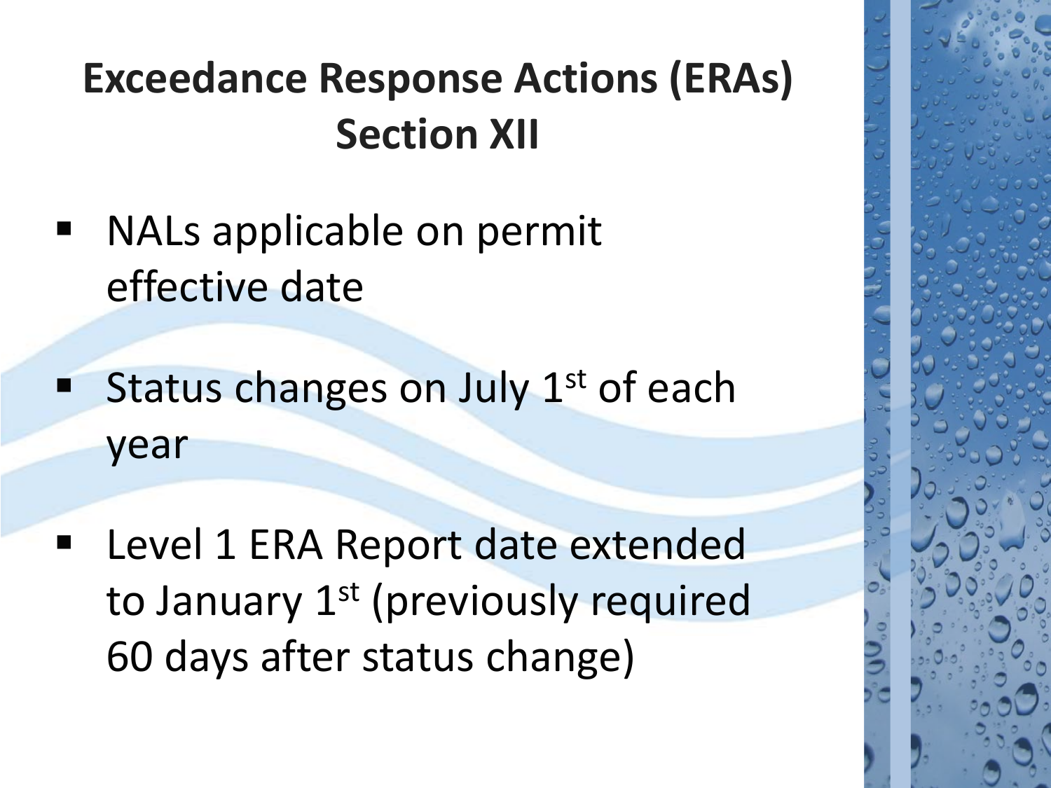# Exceedance Response Actions (ERAs) Section XII

- NALs applicable on permit effective date
- Status changes on July 1st of each year
- Level 1 ERA Report date extended to January 1st (previously required 60 days after status change)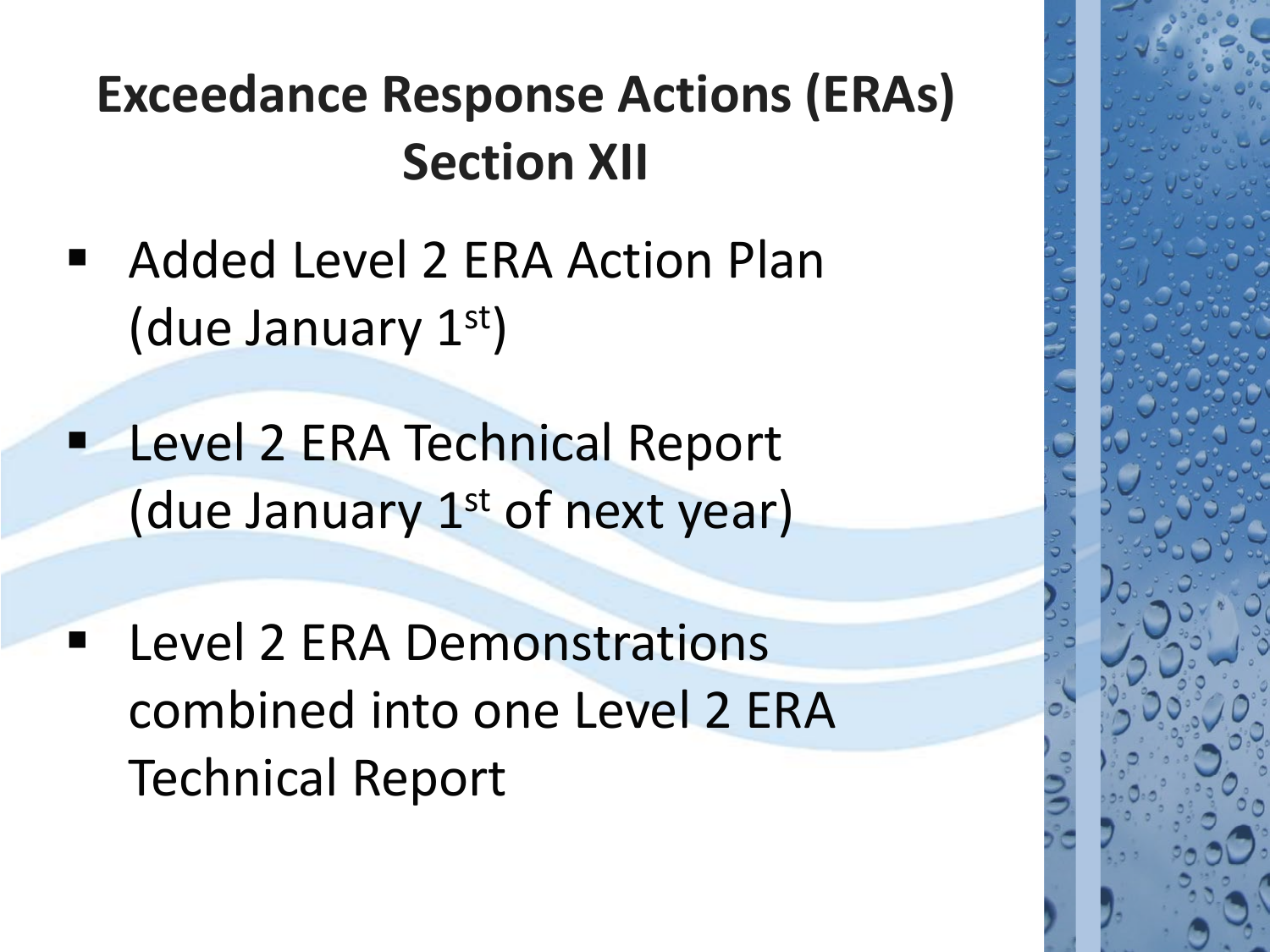# Exceedance Response Actions (ERAs) Section XII

- Added Level 2 ERA Action Plan (due January 1st)
- Level 2 ERA Technical Report (due January 1st of next year)
- Level 2 ERA Demonstrations combined into one Level 2 ERA Technical Report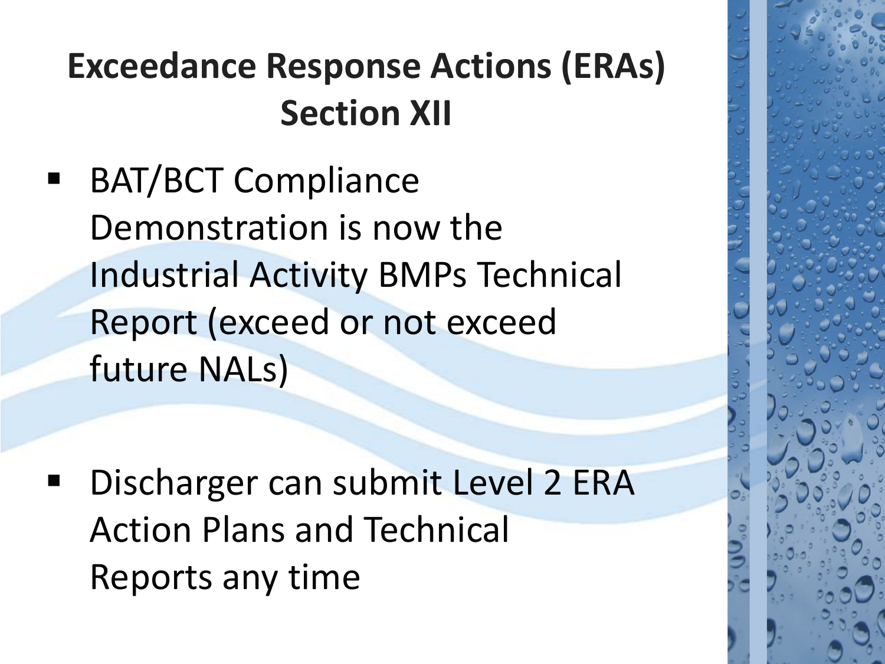# Exceedance Response Actions (ERAs) Section XII

- BAT/BCT Compliance Demonstration is now the Industrial Activity BMPs Technical Report (exceed or not exceed future NALs)

- Discharger can submit Level 2 ERA Action Plans and Technical Reports any time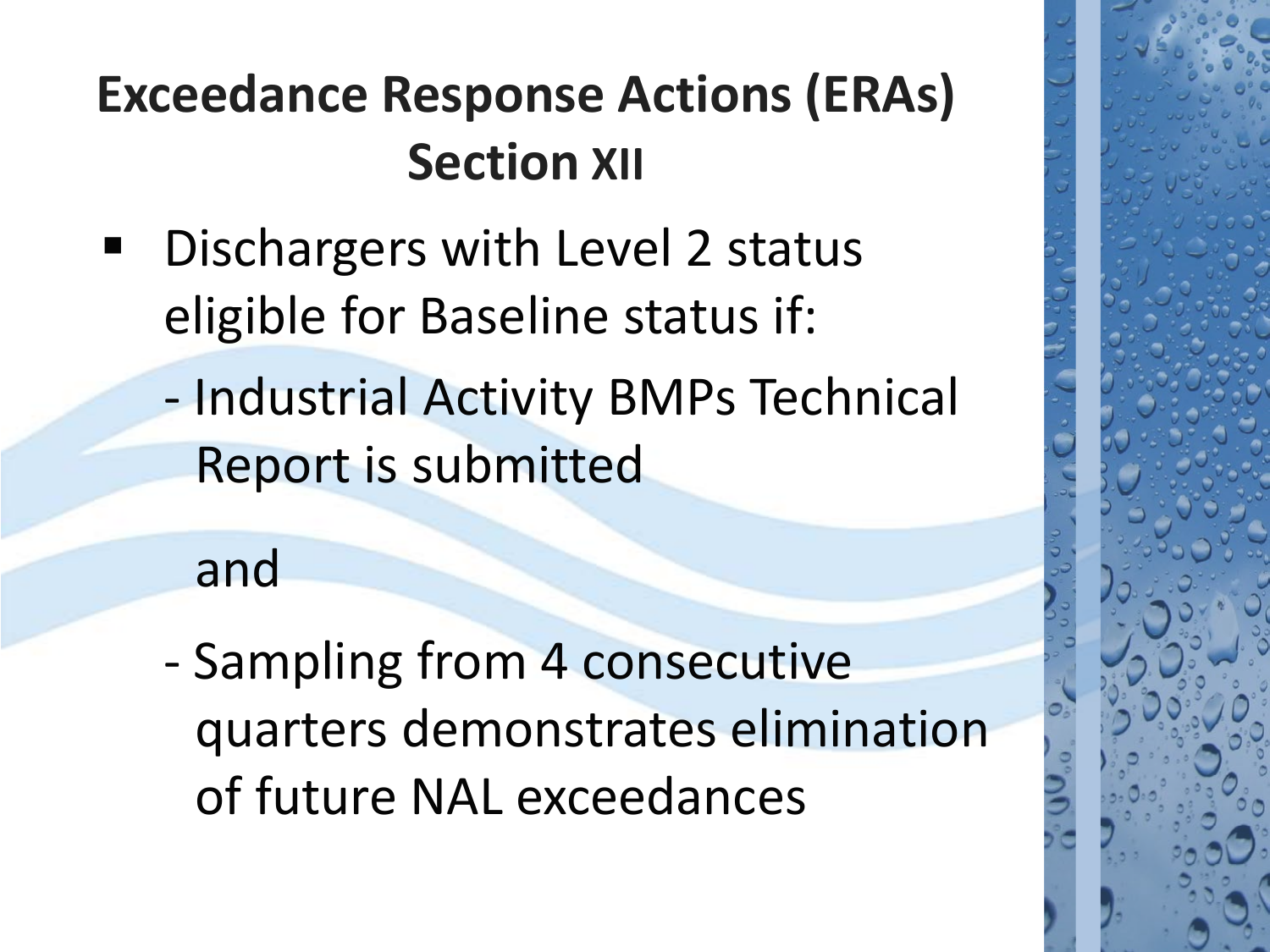# Exceedance Response Actions (ERAs) Section XII

- Dischargers with Level 2 status eligible for Baseline status if:
  - Industrial Activity BMPs Technical Report is submitted

    and

  - Sampling from 4 consecutive quarters demonstrates elimination of future NAL exceedances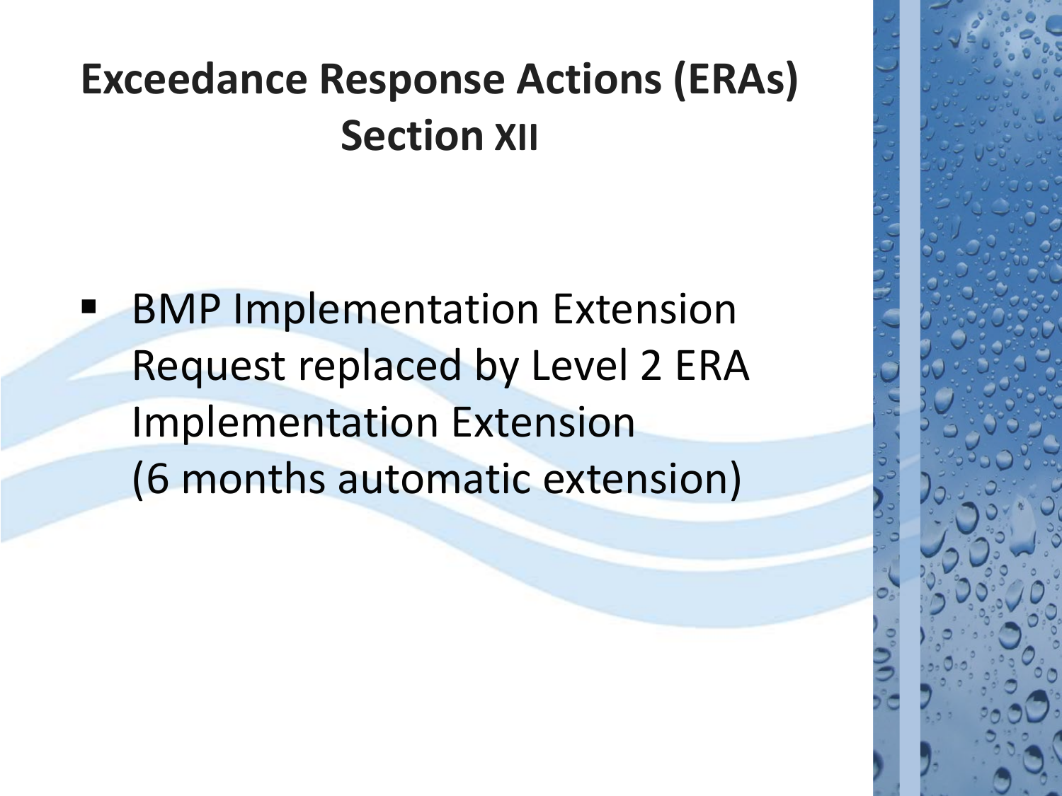# Exceedance Response Actions (ERAs) Section XII

- BMP Implementation Extension Request replaced by Level 2 ERA Implementation Extension (6 months automatic extension)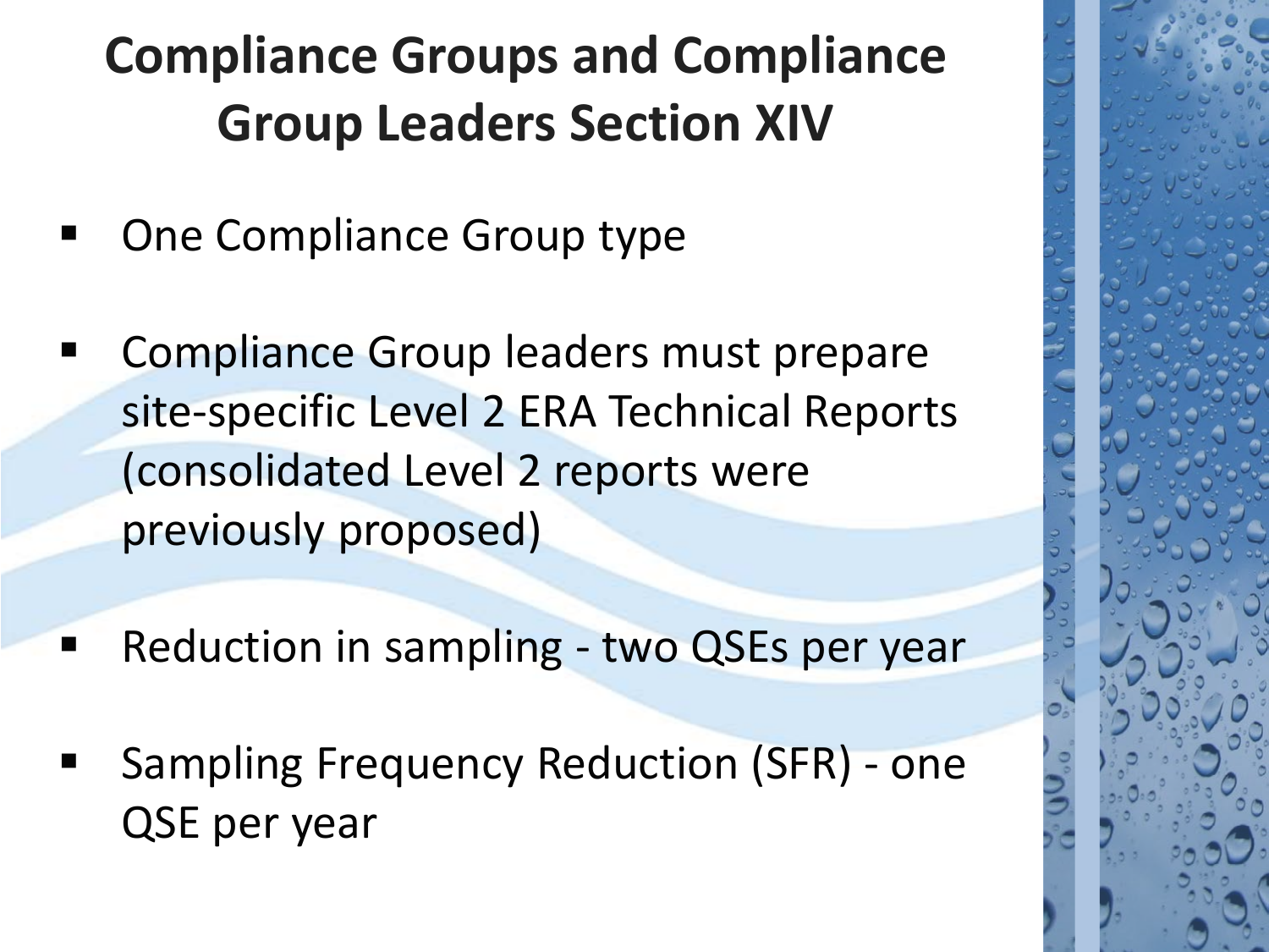# Compliance Groups and Compliance Group Leaders Section XIV

- One Compliance Group type
- Compliance Group leaders must prepare site-specific Level 2 ERA Technical Reports (consolidated Level 2 reports were previously proposed)
- Reduction in sampling - two QSEs per year
- Sampling Frequency Reduction (SFR) - one QSE per year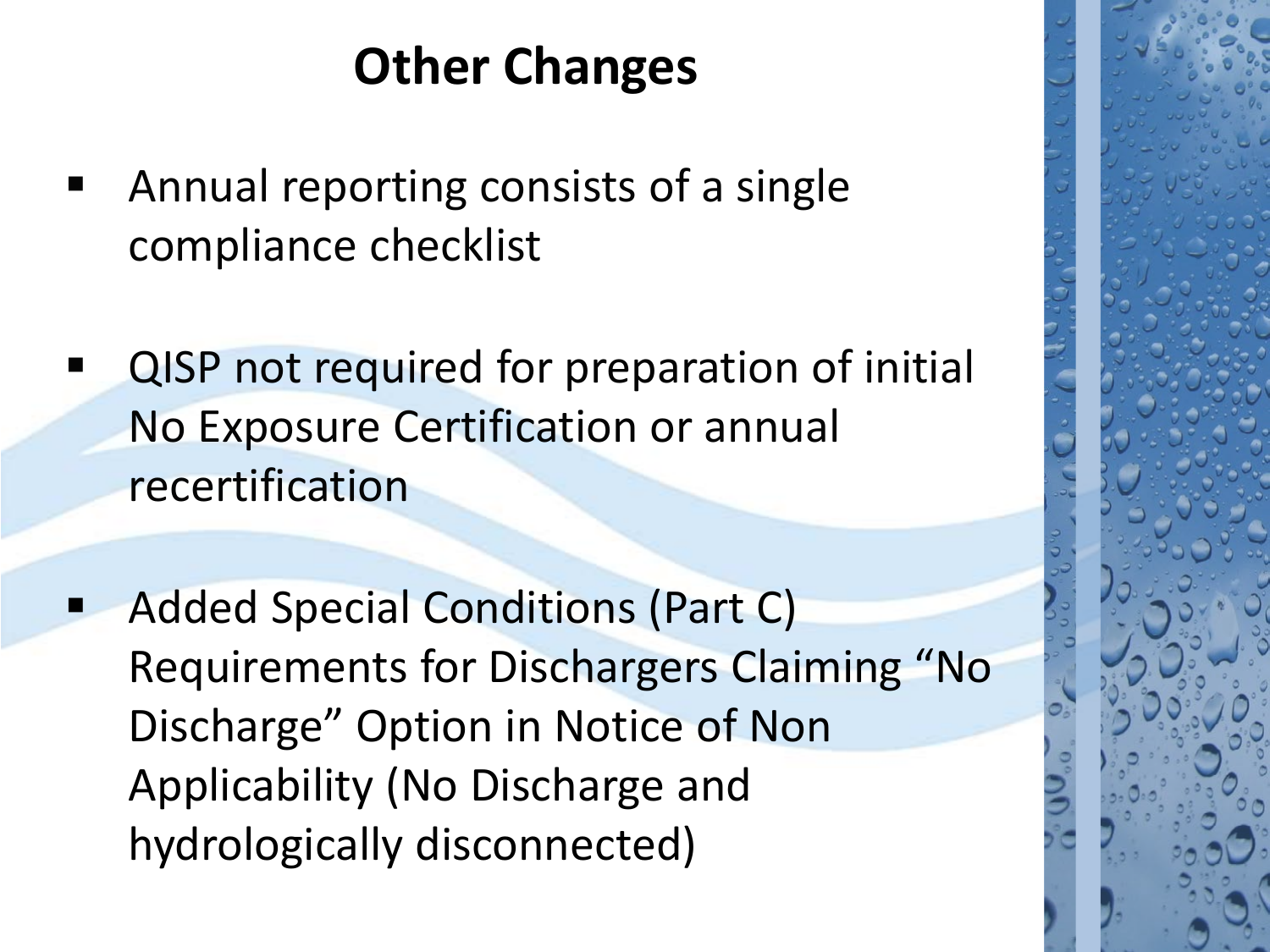# Other Changes

- Annual reporting consists of a single compliance checklist
- QISP not required for preparation of initial No Exposure Certification or annual recertification
- Added Special Conditions (Part C) Requirements for Dischargers Claiming "No Discharge" Option in Notice of Non Applicability (No Discharge and hydrologically disconnected)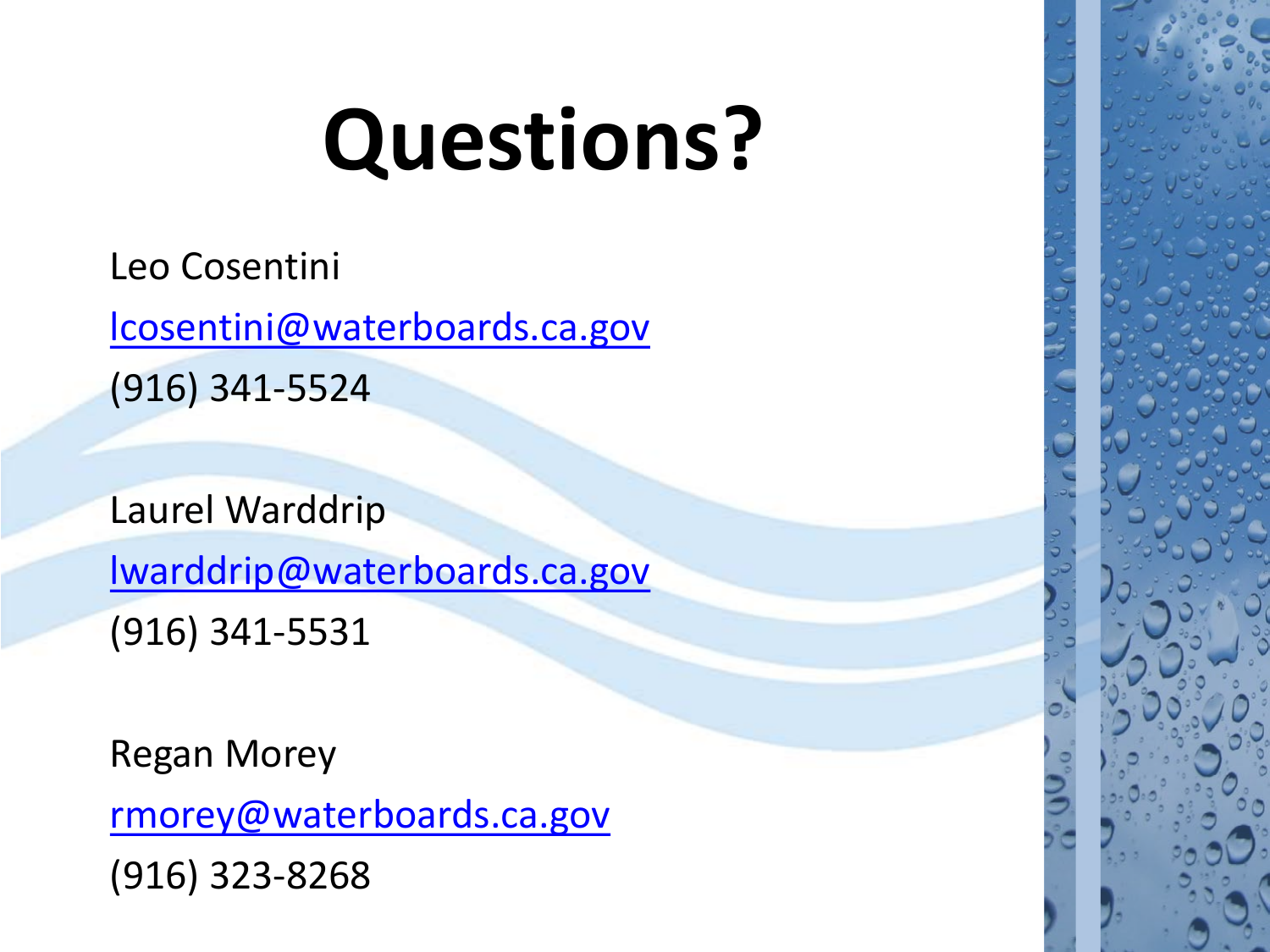# Questions?

Leo Cosentini

lcosentini@waterboards.ca.gov

(916) 341-5524

Laurel Warddrip

lwarddrip@waterboards.ca.gov

(916) 341-5531

Regan Morey

rmorey@waterboards.ca.gov

(916) 323-8268